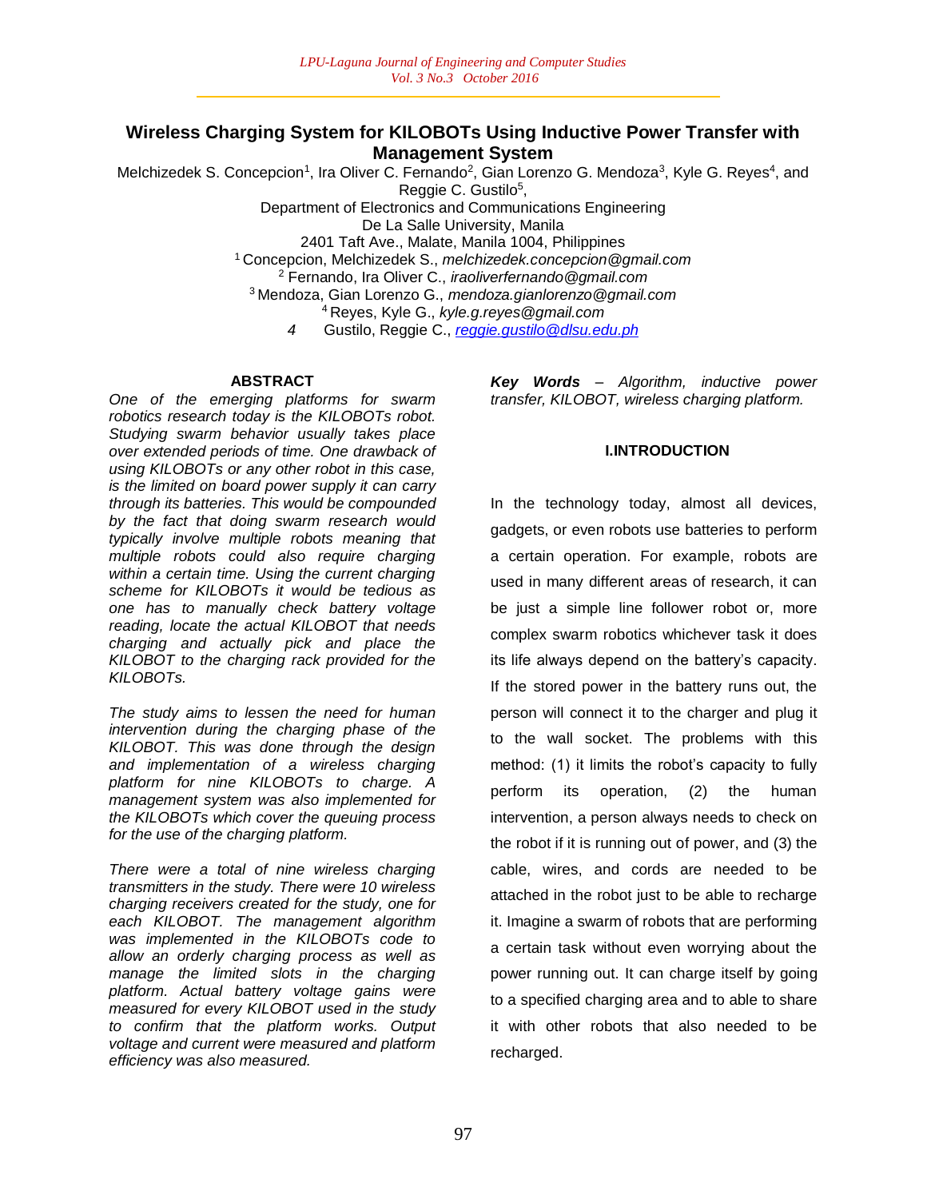# Wireless Charging System for KILOBOTs Using Inductive Power Transfer with Management System

Melchizedek S. Concepcion[1], Ira Oliver C. Fernando[2], Gian Lorenzo G. Mendoza[3], Kyle G. Reyes[4], and Reggie C. Gustilo[5],

Department of Electronics and Communications Engineering
De La Salle University, Manila
2401 Taft Ave., Malate, Manila 1004, Philippines

[1] Concepcion, Melchizedek S., *melchizedek.concepcion@gmail.com*
[2] Fernando, Ira Oliver C., *iraoliverfernando@gmail.com*
[3] Mendoza, Gian Lorenzo G., *mendoza.gianlorenzo@gmail.com*
[4] Reyes, Kyle G., *kyle.g.reyes@gmail.com*
*4* Gustilo, Reggie C., *reggie.gustilo@dlsu.edu.ph*

## ABSTRACT

*One of the emerging platforms for swarm robotics research today is the KILOBOTs robot. Studying swarm behavior usually takes place over extended periods of time. One drawback of using KILOBOTs or any other robot in this case, is the limited on board power supply it can carry through its batteries. This would be compounded by the fact that doing swarm research would typically involve multiple robots meaning that multiple robots could also require charging within a certain time. Using the current charging scheme for KILOBOTs it would be tedious as one has to manually check battery voltage reading, locate the actual KILOBOT that needs charging and actually pick and place the KILOBOT to the charging rack provided for the KILOBOTs.*

*The study aims to lessen the need for human intervention during the charging phase of the KILOBOT. This was done through the design and implementation of a wireless charging platform for nine KILOBOTs to charge. A management system was also implemented for the KILOBOTs which cover the queuing process for the use of the charging platform.*

*There were a total of nine wireless charging transmitters in the study. There were 10 wireless charging receivers created for the study, one for each KILOBOT. The management algorithm was implemented in the KILOBOTs code to allow an orderly charging process as well as manage the limited slots in the charging platform. Actual battery voltage gains were measured for every KILOBOT used in the study to confirm that the platform works. Output voltage and current were measured and platform efficiency was also measured.*

***Key Words*** *– Algorithm, inductive power transfer, KILOBOT, wireless charging platform.*

## I.INTRODUCTION

In the technology today, almost all devices, gadgets, or even robots use batteries to perform a certain operation. For example, robots are used in many different areas of research, it can be just a simple line follower robot or, more complex swarm robotics whichever task it does its life always depend on the battery's capacity. If the stored power in the battery runs out, the person will connect it to the charger and plug it to the wall socket. The problems with this method: (1) it limits the robot's capacity to fully perform its operation, (2) the human intervention, a person always needs to check on the robot if it is running out of power, and (3) the cable, wires, and cords are needed to be attached in the robot just to be able to recharge it. Imagine a swarm of robots that are performing a certain task without even worrying about the power running out. It can charge itself by going to a specified charging area and to able to share it with other robots that also needed to be recharged.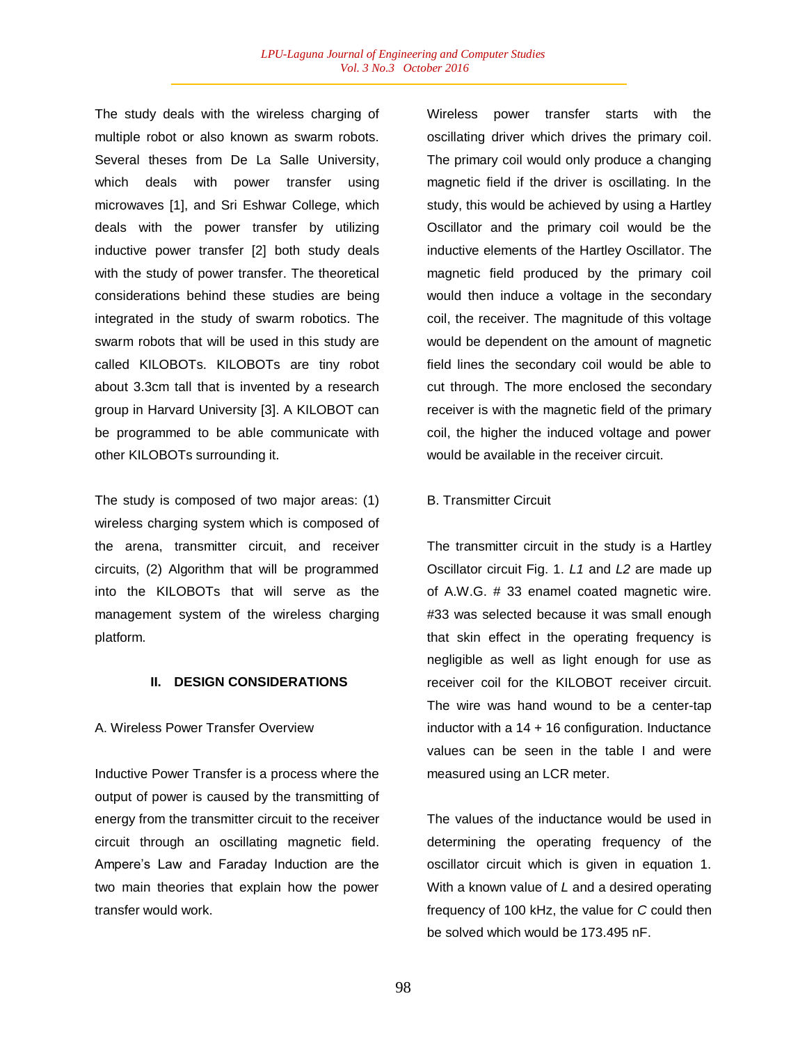The study deals with the wireless charging of multiple robot or also known as swarm robots. Several theses from De La Salle University, which deals with power transfer using microwaves [1], and Sri Eshwar College, which deals with the power transfer by utilizing inductive power transfer [2] both study deals with the study of power transfer. The theoretical considerations behind these studies are being integrated in the study of swarm robotics. The swarm robots that will be used in this study are called KILOBOTs. KILOBOTs are tiny robot about 3.3cm tall that is invented by a research group in Harvard University [3]. A KILOBOT can be programmed to be able communicate with other KILOBOTs surrounding it.

The study is composed of two major areas: (1) wireless charging system which is composed of the arena, transmitter circuit, and receiver circuits, (2) Algorithm that will be programmed into the KILOBOTs that will serve as the management system of the wireless charging platform.

## II. DESIGN CONSIDERATIONS

### A. Wireless Power Transfer Overview

Inductive Power Transfer is a process where the output of power is caused by the transmitting of energy from the transmitter circuit to the receiver circuit through an oscillating magnetic field. Ampere's Law and Faraday Induction are the two main theories that explain how the power transfer would work.

Wireless power transfer starts with the oscillating driver which drives the primary coil. The primary coil would only produce a changing magnetic field if the driver is oscillating. In the study, this would be achieved by using a Hartley Oscillator and the primary coil would be the inductive elements of the Hartley Oscillator. The magnetic field produced by the primary coil would then induce a voltage in the secondary coil, the receiver. The magnitude of this voltage would be dependent on the amount of magnetic field lines the secondary coil would be able to cut through. The more enclosed the secondary receiver is with the magnetic field of the primary coil, the higher the induced voltage and power would be available in the receiver circuit.

### B. Transmitter Circuit

The transmitter circuit in the study is a Hartley Oscillator circuit Fig. 1. *L1* and *L2* are made up of A.W.G. # 33 enamel coated magnetic wire. #33 was selected because it was small enough that skin effect in the operating frequency is negligible as well as light enough for use as receiver coil for the KILOBOT receiver circuit. The wire was hand wound to be a center-tap inductor with a 14 + 16 configuration. Inductance values can be seen in the table I and were measured using an LCR meter.

The values of the inductance would be used in determining the operating frequency of the oscillator circuit which is given in equation 1. With a known value of *L* and a desired operating frequency of 100 kHz, the value for *C* could then be solved which would be 173.495 nF.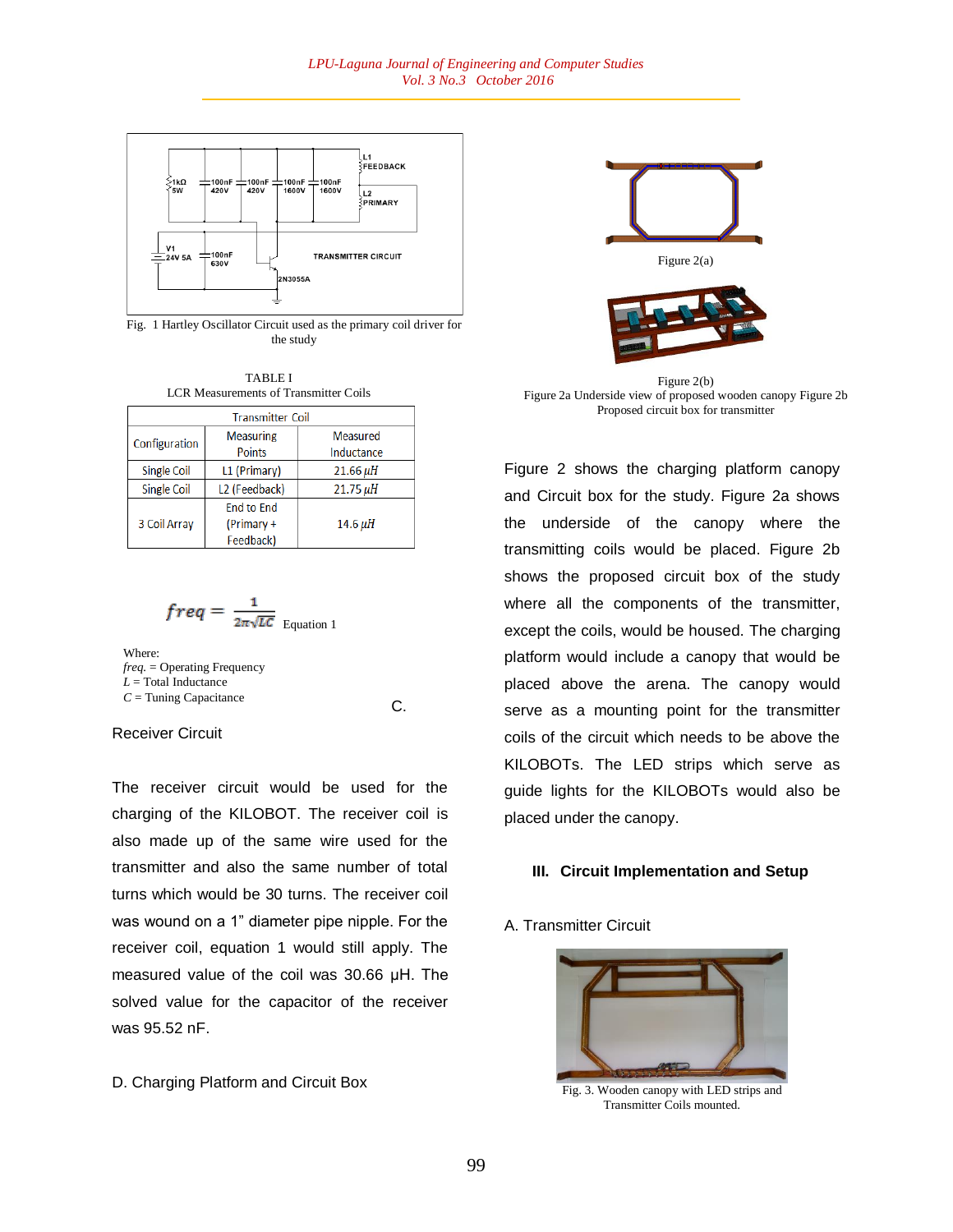Fig. 1 Hartley Oscillator Circuit used as the primary coil driver for the study

TABLE I
LCR Measurements of Transmitter Coils

| Transmitter Coil | | |
|---|---|---|
| Configuration | Measuring Points | Measured Inductance |
| Single Coil | L1 (Primary) | 21.66 $\mu H$ |
| Single Coil | L2 (Feedback) | 21.75 $\mu H$ |
| 3 Coil Array | End to End (Primary + Feedback) | 14.6 $\mu H$ |

$$freq = \frac{1}{2\pi\sqrt{LC}} \quad \text{Equation 1}$$

Where:
*freq.* = Operating Frequency
*L* = Total Inductance
*C* = Tuning Capacitance

C. Receiver Circuit

The receiver circuit would be used for the charging of the KILOBOT. The receiver coil is also made up of the same wire used for the transmitter and also the same number of total turns which would be 30 turns. The receiver coil was wound on a 1" diameter pipe nipple. For the receiver coil, equation 1 would still apply. The measured value of the coil was 30.66 μH. The solved value for the capacitor of the receiver was 95.52 nF.

D. Charging Platform and Circuit Box

Figure 2(a)

Figure 2(b)
Figure 2a Underside view of proposed wooden canopy Figure 2b Proposed circuit box for transmitter

Figure 2 shows the charging platform canopy and Circuit box for the study. Figure 2a shows the underside of the canopy where the transmitting coils would be placed. Figure 2b shows the proposed circuit box of the study where all the components of the transmitter, except the coils, would be housed. The charging platform would include a canopy that would be placed above the arena. The canopy would serve as a mounting point for the transmitter coils of the circuit which needs to be above the KILOBOTs. The LED strips which serve as guide lights for the KILOBOTs would also be placed under the canopy.

### III. Circuit Implementation and Setup

A. Transmitter Circuit

Fig. 3. Wooden canopy with LED strips and Transmitter Coils mounted.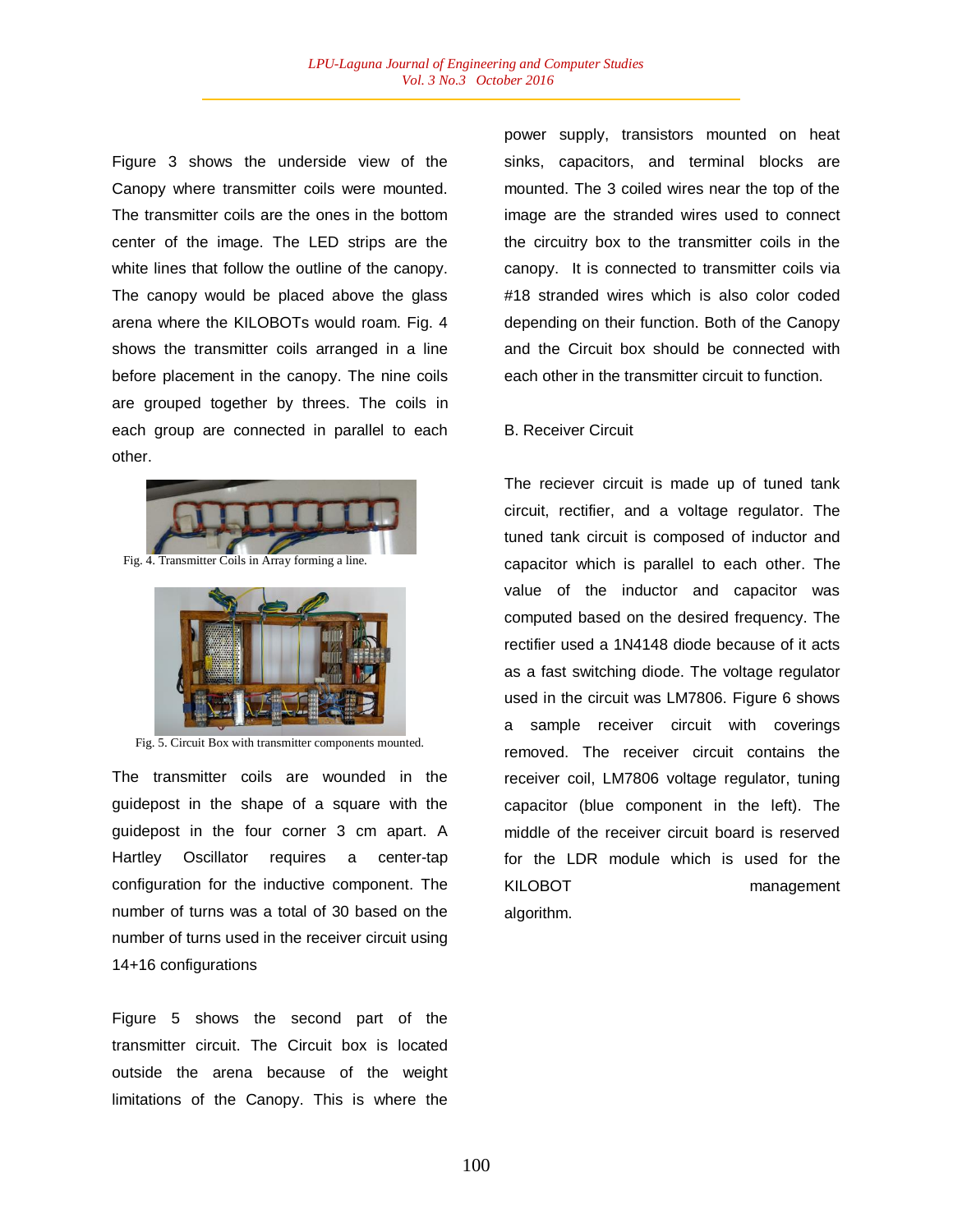Figure 3 shows the underside view of the Canopy where transmitter coils were mounted. The transmitter coils are the ones in the bottom center of the image. The LED strips are the white lines that follow the outline of the canopy. The canopy would be placed above the glass arena where the KILOBOTs would roam. Fig. 4 shows the transmitter coils arranged in a line before placement in the canopy. The nine coils are grouped together by threes. The coils in each group are connected in parallel to each other.

Fig. 4. Transmitter Coils in Array forming a line.

Fig. 5. Circuit Box with transmitter components mounted.

The transmitter coils are wounded in the guidepost in the shape of a square with the guidepost in the four corner 3 cm apart. A Hartley Oscillator requires a center-tap configuration for the inductive component. The number of turns was a total of 30 based on the number of turns used in the receiver circuit using 14+16 configurations

Figure 5 shows the second part of the transmitter circuit. The Circuit box is located outside the arena because of the weight limitations of the Canopy. This is where the power supply, transistors mounted on heat sinks, capacitors, and terminal blocks are mounted. The 3 coiled wires near the top of the image are the stranded wires used to connect the circuitry box to the transmitter coils in the canopy. It is connected to transmitter coils via #18 stranded wires which is also color coded depending on their function. Both of the Canopy and the Circuit box should be connected with each other in the transmitter circuit to function.

B. Receiver Circuit

The reciever circuit is made up of tuned tank circuit, rectifier, and a voltage regulator. The tuned tank circuit is composed of inductor and capacitor which is parallel to each other. The value of the inductor and capacitor was computed based on the desired frequency. The rectifier used a 1N4148 diode because of it acts as a fast switching diode. The voltage regulator used in the circuit was LM7806. Figure 6 shows a sample receiver circuit with coverings removed. The receiver circuit contains the receiver coil, LM7806 voltage regulator, tuning capacitor (blue component in the left). The middle of the receiver circuit board is reserved for the LDR module which is used for the KILOBOT management algorithm.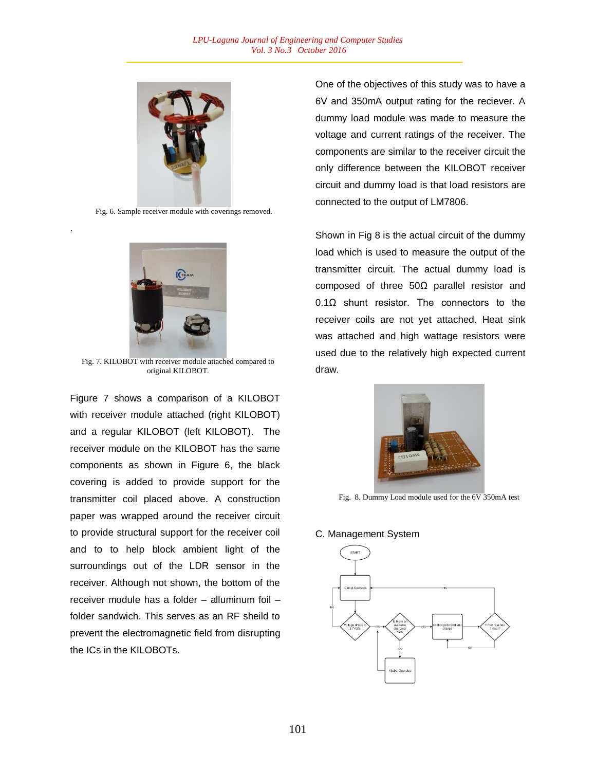Fig. 6. Sample receiver module with covering removed.

.

Fig. 7. KILOBOT with receiver module attached compared to original KILOBOT.

Figure 7 shows a comparison of a KILOBOT with receiver module attached (right KILOBOT) and a regular KILOBOT (left KILOBOT). The receiver module on the KILOBOT has the same components as shown in Figure 6, the black covering is added to provide support for the transmitter coil placed above. A construction paper was wrapped around the receiver circuit to provide structural support for the receiver coil and to to help block ambient light of the surroundings out of the LDR sensor in the receiver. Although not shown, the bottom of the receiver module has a folder – alluminum foil – folder sandwich. This serves as an RF sheild to prevent the electromagnetic field from disrupting the ICs in the KILOBOTs.

One of the objectives of this study was to have a 6V and 350mA output rating for the reciever. A dummy load module was made to measure the voltage and current ratings of the receiver. The components are similar to the receiver circuit the only difference between the KILOBOT receiver circuit and dummy load is that load resistors are connected to the output of LM7806.

Shown in Fig 8 is the actual circuit of the dummy load which is used to measure the output of the transmitter circuit. The actual dummy load is composed of three 50Ω parallel resistor and 0.1Ω shunt resistor. The connectors to the receiver coils are not yet attached. Heat sink was attached and high wattage resistors were used due to the relatively high expected current draw.

Fig. 8. Dummy Load module used for the 6V 350mA test

### C. Management System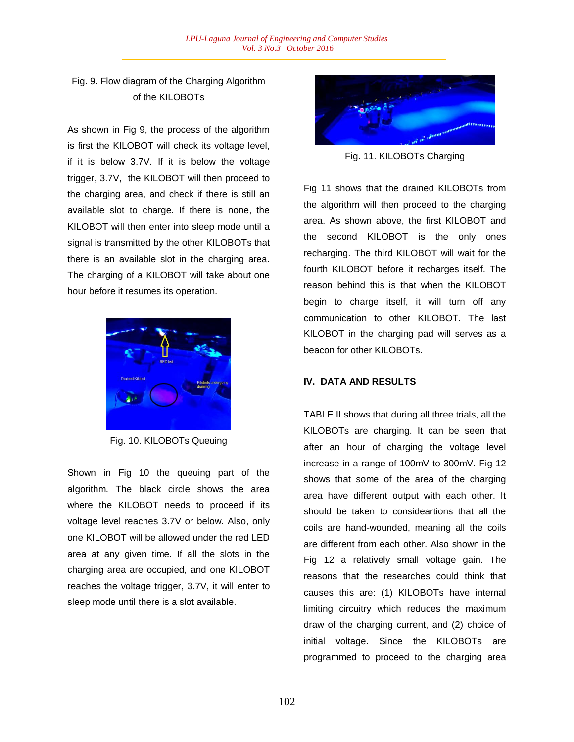Fig. 9. Flow diagram of the Charging Algorithm of the KILOBOTs

As shown in Fig 9, the process of the algorithm is first the KILOBOT will check its voltage level, if it is below 3.7V. If it is below the voltage trigger, 3.7V, the KILOBOT will then proceed to the charging area, and check if there is still an available slot to charge. If there is none, the KILOBOT will then enter into sleep mode until a signal is transmitted by the other KILOBOTs that there is an available slot in the charging area. The charging of a KILOBOT will take about one hour before it resumes its operation.

Fig. 10. KILOBOTs Queuing

Shown in Fig 10 the queuing part of the algorithm. The black circle shows the area where the KILOBOT needs to proceed if its voltage level reaches 3.7V or below. Also, only one KILOBOT will be allowed under the red LED area at any given time. If all the slots in the charging area are occupied, and one KILOBOT reaches the voltage trigger, 3.7V, it will enter to sleep mode until there is a slot available.

Fig. 11. KILOBOTs Charging

Fig 11 shows that the drained KILOBOTs from the algorithm will then proceed to the charging area. As shown above, the first KILOBOT and the second KILOBOT is the only ones recharging. The third KILOBOT will wait for the fourth KILOBOT before it recharges itself. The reason behind this is that when the KILOBOT begin to charge itself, it will turn off any communication to other KILOBOT. The last KILOBOT in the charging pad will serves as a beacon for other KILOBOTs.

## IV. DATA AND RESULTS

TABLE II shows that during all three trials, all the KILOBOTs are charging. It can be seen that after an hour of charging the voltage level increase in a range of 100mV to 300mV. Fig 12 shows that some of the area of the charging area have different output with each other. It should be taken to consideartions that all the coils are hand-wounded, meaning all the coils are different from each other. Also shown in the Fig 12 a relatively small voltage gain. The reasons that the researches could think that causes this are: (1) KILOBOTs have internal limiting circuitry which reduces the maximum draw of the charging current, and (2) choice of initial voltage. Since the KILOBOTs are programmed to proceed to the charging area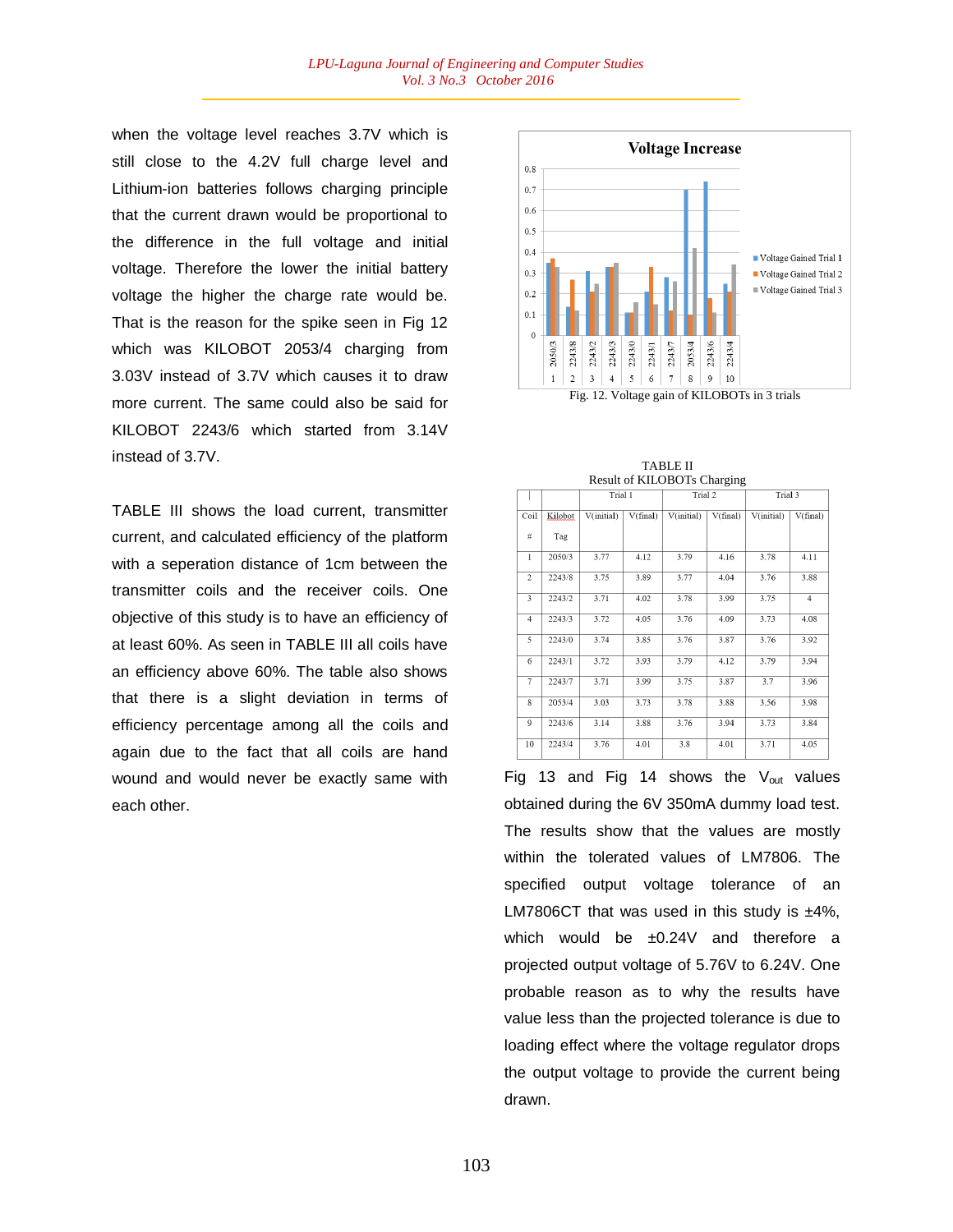when the voltage level reaches 3.7V which is still close to the 4.2V full charge level and Lithium-ion batteries follows charging principle that the current drawn would be proportional to the difference in the full voltage and initial voltage. Therefore the lower the initial battery voltage the higher the charge rate would be. That is the reason for the spike seen in Fig 12 which was KILOBOT 2053/4 charging from 3.03V instead of 3.7V which causes it to draw more current. The same could also be said for KILOBOT 2243/6 which started from 3.14V instead of 3.7V.

TABLE III shows the load current, transmitter current, and calculated efficiency of the platform with a seperation distance of 1cm between the transmitter coils and the receiver coils. One objective of this study is to have an efficiency of at least 60%. As seen in TABLE III all coils have an efficiency above 60%. The table also shows that there is a slight deviation in terms of efficiency percentage among all the coils and again due to the fact that all coils are hand wound and would never be exactly same with each other.

Fig. 12. Voltage gain of KILOBOTs in 3 trials

TABLE II
Result of KILOBOTs Charging

| | | Trial 1 | | Trial 2 | | Trial 3 | |
|---|---|---|---|---|---|---|---|
| Coil # | Kilobot Tag | V(initial) | V(final) | V(initial) | V(final) | V(initial) | V(final) |
| 1 | 2050/3 | 3.77 | 4.12 | 3.79 | 4.16 | 3.78 | 4.11 |
| 2 | 2243/8 | 3.75 | 3.89 | 3.77 | 4.04 | 3.76 | 3.88 |
| 3 | 2243/2 | 3.71 | 4.02 | 3.78 | 3.99 | 3.75 | 4 |
| 4 | 2243/3 | 3.72 | 4.05 | 3.76 | 4.09 | 3.73 | 4.08 |
| 5 | 2243/0 | 3.74 | 3.85 | 3.76 | 3.87 | 3.76 | 3.92 |
| 6 | 2243/1 | 3.72 | 3.93 | 3.79 | 4.12 | 3.79 | 3.94 |
| 7 | 2243/7 | 3.71 | 3.99 | 3.75 | 3.87 | 3.7 | 3.96 |
| 8 | 2053/4 | 3.03 | 3.73 | 3.78 | 3.88 | 3.56 | 3.98 |
| 9 | 2243/6 | 3.14 | 3.88 | 3.76 | 3.94 | 3.73 | 3.84 |
| 10 | 2243/4 | 3.76 | 4.01 | 3.8 | 4.01 | 3.71 | 4.05 |

Fig 13 and Fig 14 shows the $V_{out}$ values obtained during the 6V 350mA dummy load test. The results show that the values are mostly within the tolerated values of LM7806. The specified output voltage tolerance of an LM7806CT that was used in this study is ±4%, which would be ±0.24V and therefore a projected output voltage of 5.76V to 6.24V. One probable reason as to why the results have value less than the projected tolerance is due to loading effect where the voltage regulator drops the output voltage to provide the current being drawn.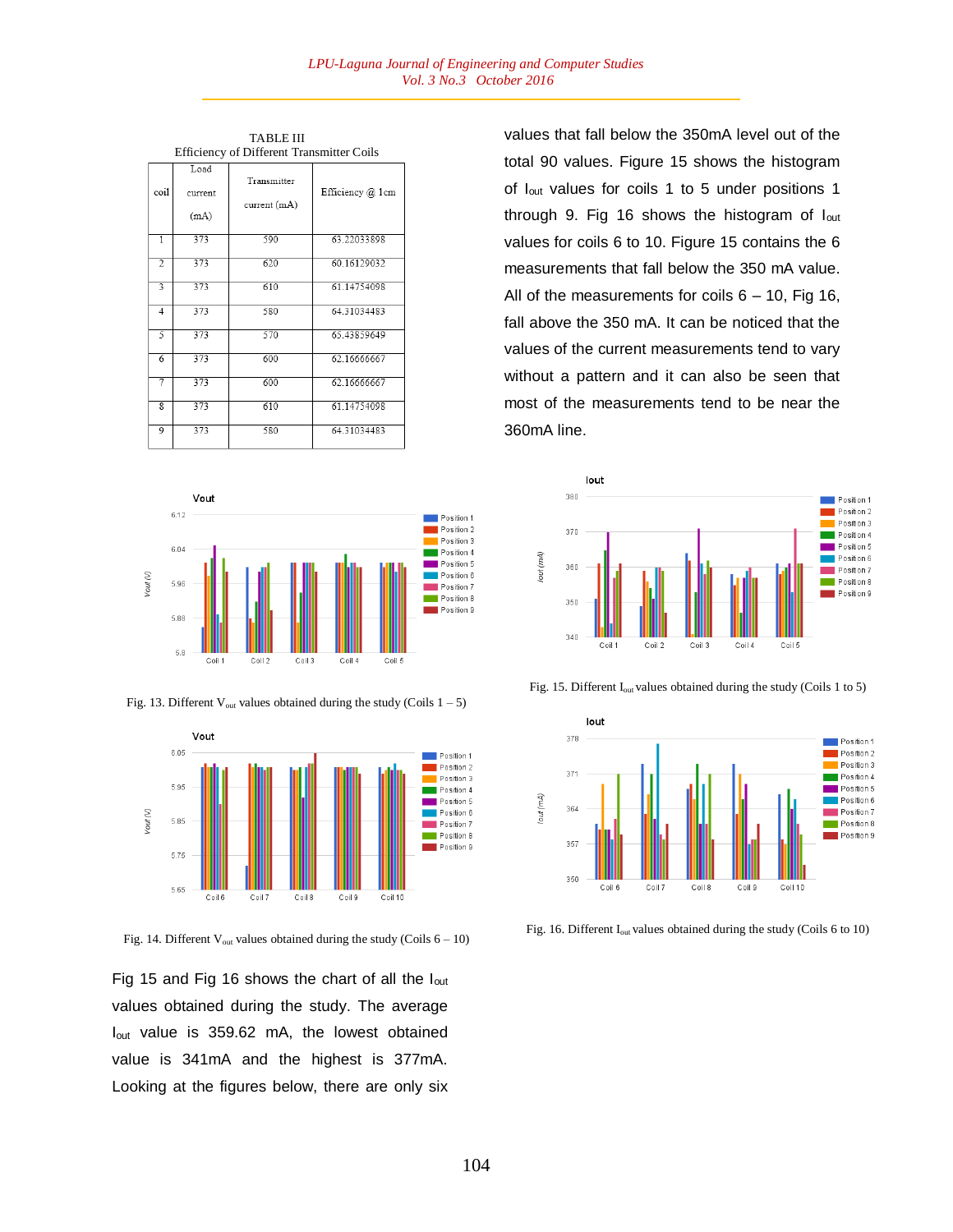TABLE III
Efficiency of Different Transmitter Coils

| coil | Load current (mA) | Transmitter current (mA) | Efficiency @ 1cm |
|---|---|---|---|
| 1 | 373 | 590 | 63.22033898 |
| 2 | 373 | 620 | 60.16129032 |
| 3 | 373 | 610 | 61.14754098 |
| 4 | 373 | 580 | 64.31034483 |
| 5 | 373 | 570 | 65.43859649 |
| 6 | 373 | 600 | 62.16666667 |
| 7 | 373 | 600 | 62.16666667 |
| 8 | 373 | 610 | 61.14754098 |
| 9 | 373 | 580 | 64.31034483 |

Fig. 13. Different $V_{out}$ values obtained during the study (Coils 1 – 5)

Fig. 14. Different $V_{out}$ values obtained during the study (Coils 6 – 10)

Fig 15 and Fig 16 shows the chart of all the $I_{out}$ values obtained during the study. The average $I_{out}$ value is 359.62 mA, the lowest obtained value is 341mA and the highest is 377mA. Looking at the figures below, there are only six values that fall below the 350mA level out of the total 90 values. Figure 15 shows the histogram of $I_{out}$ values for coils 1 to 5 under positions 1 through 9. Fig 16 shows the histogram of $I_{out}$ values for coils 6 to 10. Figure 15 contains the 6 measurements that fall below the 350 mA value. All of the measurements for coils 6 – 10, Fig 16, fall above the 350 mA. It can be noticed that the values of the current measurements tend to vary without a pattern and it can also be seen that most of the measurements tend to be near the 360mA line.

Fig. 15. Different $I_{out}$ values obtained during the study (Coils 1 to 5)

Fig. 16. Different $I_{out}$ values obtained during the study (Coils 6 to 10)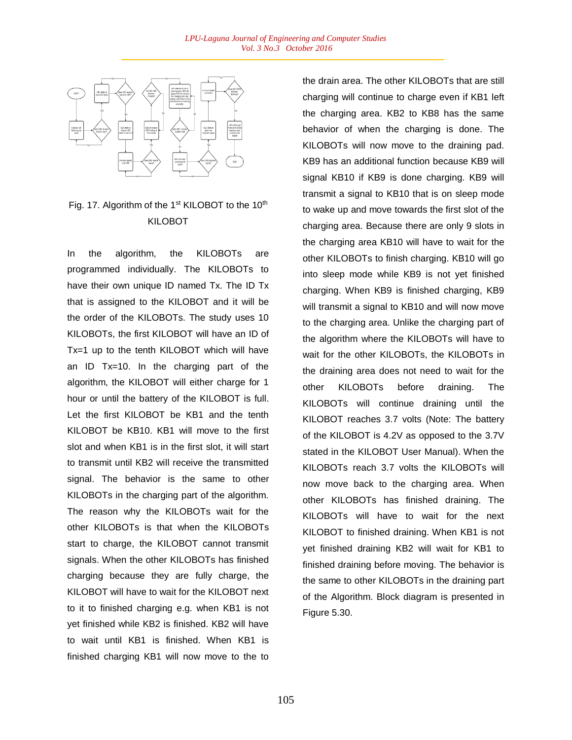Fig. 17. Algorithm of the 1st KILOBOT to the 10th KILOBOT

In the algorithm, the KILOBOTs are programmed individually. The KILOBOTs to have their own unique ID named Tx. The ID Tx that is assigned to the KILOBOT and it will be the order of the KILOBOTs. The study uses 10 KILOBOTs, the first KILOBOT will have an ID of Tx=1 up to the tenth KILOBOT which will have an ID Tx=10. In the charging part of the algorithm, the KILOBOT will either charge for 1 hour or until the battery of the KILOBOT is full. Let the first KILOBOT be KB1 and the tenth KILOBOT be KB10. KB1 will move to the first slot and when KB1 is in the first slot, it will start to transmit until KB2 will receive the transmitted signal. The behavior is the same to other KILOBOTs in the charging part of the algorithm. The reason why the KILOBOTs wait for the other KILOBOTs is that when the KILOBOTs start to charge, the KILOBOT cannot transmit signals. When the other KILOBOTs has finished charging because they are fully charge, the KILOBOT will have to wait for the KILOBOT next to it to finished charging e.g. when KB1 is not yet finished while KB2 is finished. KB2 will have to wait until KB1 is finished. When KB1 is finished charging KB1 will now move to the to the drain area. The other KILOBOTs that are still charging will continue to charge even if KB1 left the charging area. KB2 to KB8 has the same behavior of when the charging is done. The KILOBOTs will now move to the draining pad. KB9 has an additional function because KB9 will signal KB10 if KB9 is done charging. KB9 will transmit a signal to KB10 that is on sleep mode to wake up and move towards the first slot of the charging area. Because there are only 9 slots in the charging area KB10 will have to wait for the other KILOBOTs to finish charging. KB10 will go into sleep mode while KB9 is not yet finished charging. When KB9 is finished charging, KB9 will transmit a signal to KB10 and will now move to the charging area. Unlike the charging part of the algorithm where the KILOBOTs will have to wait for the other KILOBOTs, the KILOBOTs in the draining area does not need to wait for the other KILOBOTs before draining. The KILOBOTs will continue draining until the KILOBOT reaches 3.7 volts (Note: The battery of the KILOBOT is 4.2V as opposed to the 3.7V stated in the KILOBOT User Manual). When the KILOBOTs reach 3.7 volts the KILOBOTs will now move back to the charging area. When other KILOBOTs has finished draining. The KILOBOTs will have to wait for the next KILOBOT to finished draining. When KB1 is not yet finished draining KB2 will wait for KB1 to finished draining before moving. The behavior is the same to other KILOBOTs in the draining part of the Algorithm. Block diagram is presented in Figure 5.30.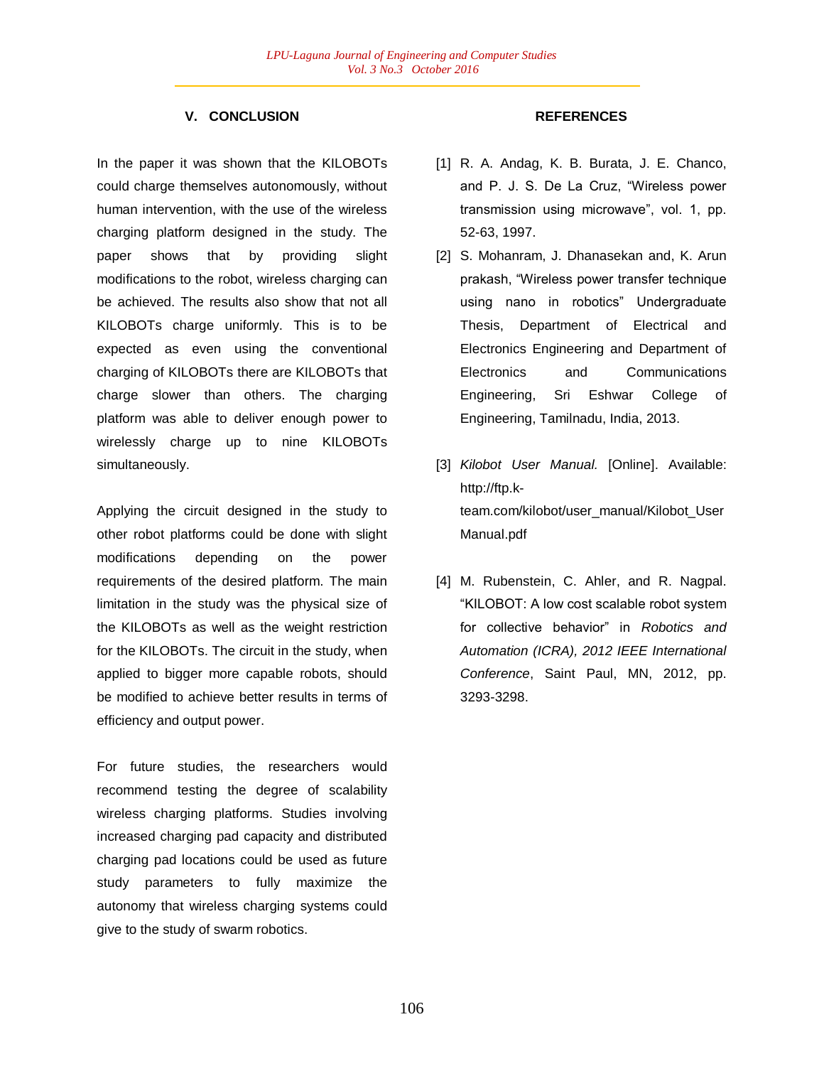## V. CONCLUSION

In the paper it was shown that the KILOBOTs could charge themselves autonomously, without human intervention, with the use of the wireless charging platform designed in the study. The paper shows that by providing slight modifications to the robot, wireless charging can be achieved. The results also show that not all KILOBOTs charge uniformly. This is to be expected as even using the conventional charging of KILOBOTs there are KILOBOTs that charge slower than others. The charging platform was able to deliver enough power to wirelessly charge up to nine KILOBOTs simultaneously.

Applying the circuit designed in the study to other robot platforms could be done with slight modifications depending on the power requirements of the desired platform. The main limitation in the study was the physical size of the KILOBOTs as well as the weight restriction for the KILOBOTs. The circuit in the study, when applied to bigger more capable robots, should be modified to achieve better results in terms of efficiency and output power.

For future studies, the researchers would recommend testing the degree of scalability wireless charging platforms. Studies involving increased charging pad capacity and distributed charging pad locations could be used as future study parameters to fully maximize the autonomy that wireless charging systems could give to the study of swarm robotics.

## REFERENCES

[1] R. A. Andag, K. B. Burata, J. E. Chanco, and P. J. S. De La Cruz, "Wireless power transmission using microwave", vol. 1, pp. 52-63, 1997.

[2] S. Mohanram, J. Dhanasekan and, K. Arun prakash, "Wireless power transfer technique using nano in robotics" Undergraduate Thesis, Department of Electrical and Electronics Engineering and Department of Electronics and Communications Engineering, Sri Eshwar College of Engineering, Tamilnadu, India, 2013.

[3] *Kilobot User Manual.* [Online]. Available: http://ftp.k-team.com/kilobot/user_manual/Kilobot_UserManual.pdf

[4] M. Rubenstein, C. Ahler, and R. Nagpal. "KILOBOT: A low cost scalable robot system for collective behavior" in *Robotics and Automation (ICRA), 2012 IEEE International Conference*, Saint Paul, MN, 2012, pp. 3293-3298.